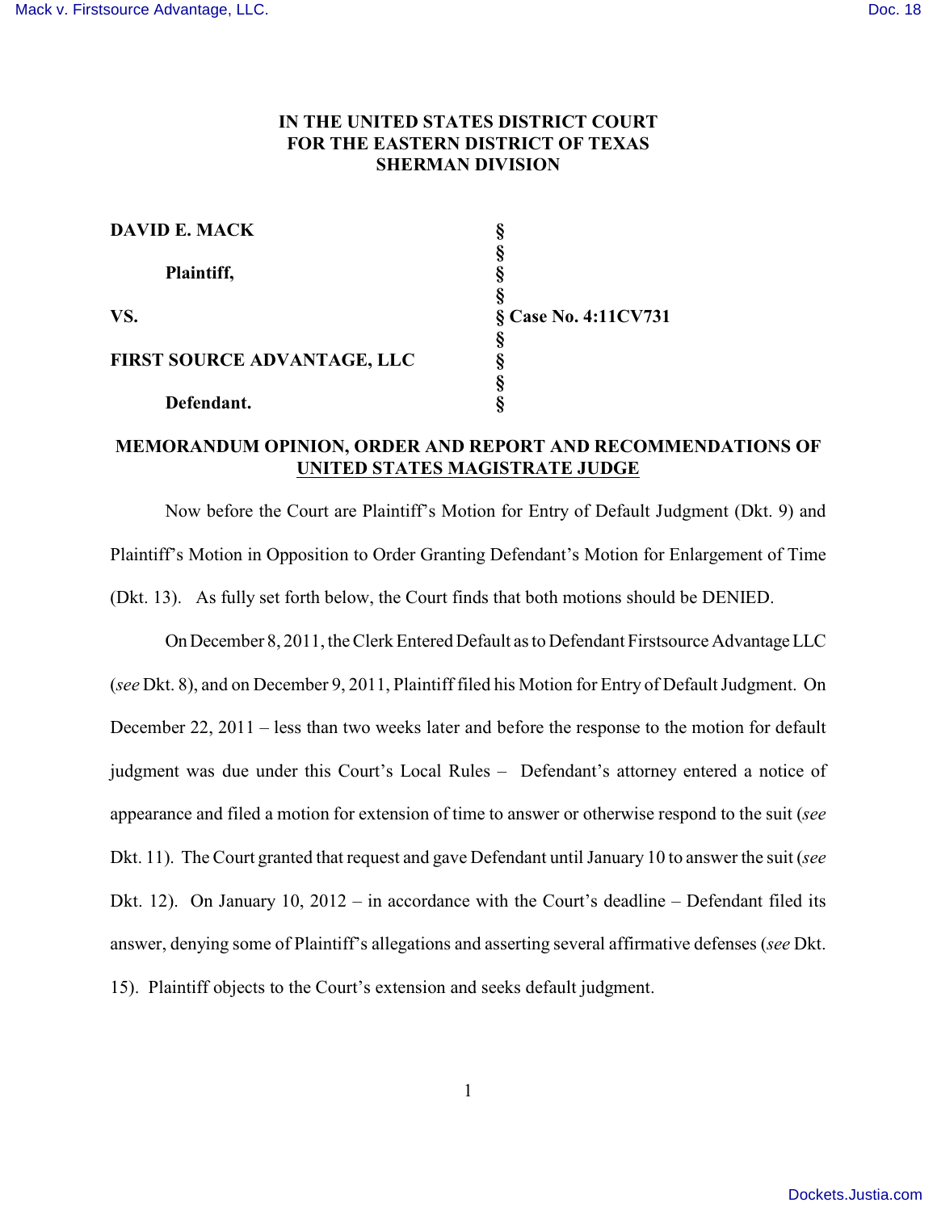**IN THE UNITED STATES DISTRICT COURT**
**FOR THE EASTERN DISTRICT OF TEXAS**
**SHERMAN DIVISION**

| | | |
|---|---|---|
| **DAVID E. MACK** | § | |
| | § | |
| **Plaintiff,** | § | |
| | § | |
| **VS.** | § | **Case No. 4:11CV731** |
| | § | |
| **FIRST SOURCE ADVANTAGE, LLC** | § | |
| | § | |
| **Defendant.** | § | |

**MEMORANDUM OPINION, ORDER AND REPORT AND RECOMMENDATIONS OF UNITED STATES MAGISTRATE JUDGE**

Now before the Court are Plaintiff's Motion for Entry of Default Judgment (Dkt. 9) and Plaintiff's Motion in Opposition to Order Granting Defendant's Motion for Enlargement of Time (Dkt. 13). As fully set forth below, the Court finds that both motions should be DENIED.

On December 8, 2011, the Clerk Entered Default as to Defendant Firstsource Advantage LLC (*see* Dkt. 8), and on December 9, 2011, Plaintiff filed his Motion for Entry of Default Judgment. On December 22, 2011 – less than two weeks later and before the response to the motion for default judgment was due under this Court's Local Rules – Defendant's attorney entered a notice of appearance and filed a motion for extension of time to answer or otherwise respond to the suit (*see* Dkt. 11). The Court granted that request and gave Defendant until January 10 to answer the suit (*see* Dkt. 12). On January 10, 2012 – in accordance with the Court's deadline – Defendant filed its answer, denying some of Plaintiff's allegations and asserting several affirmative defenses (*see* Dkt. 15). Plaintiff objects to the Court's extension and seeks default judgment.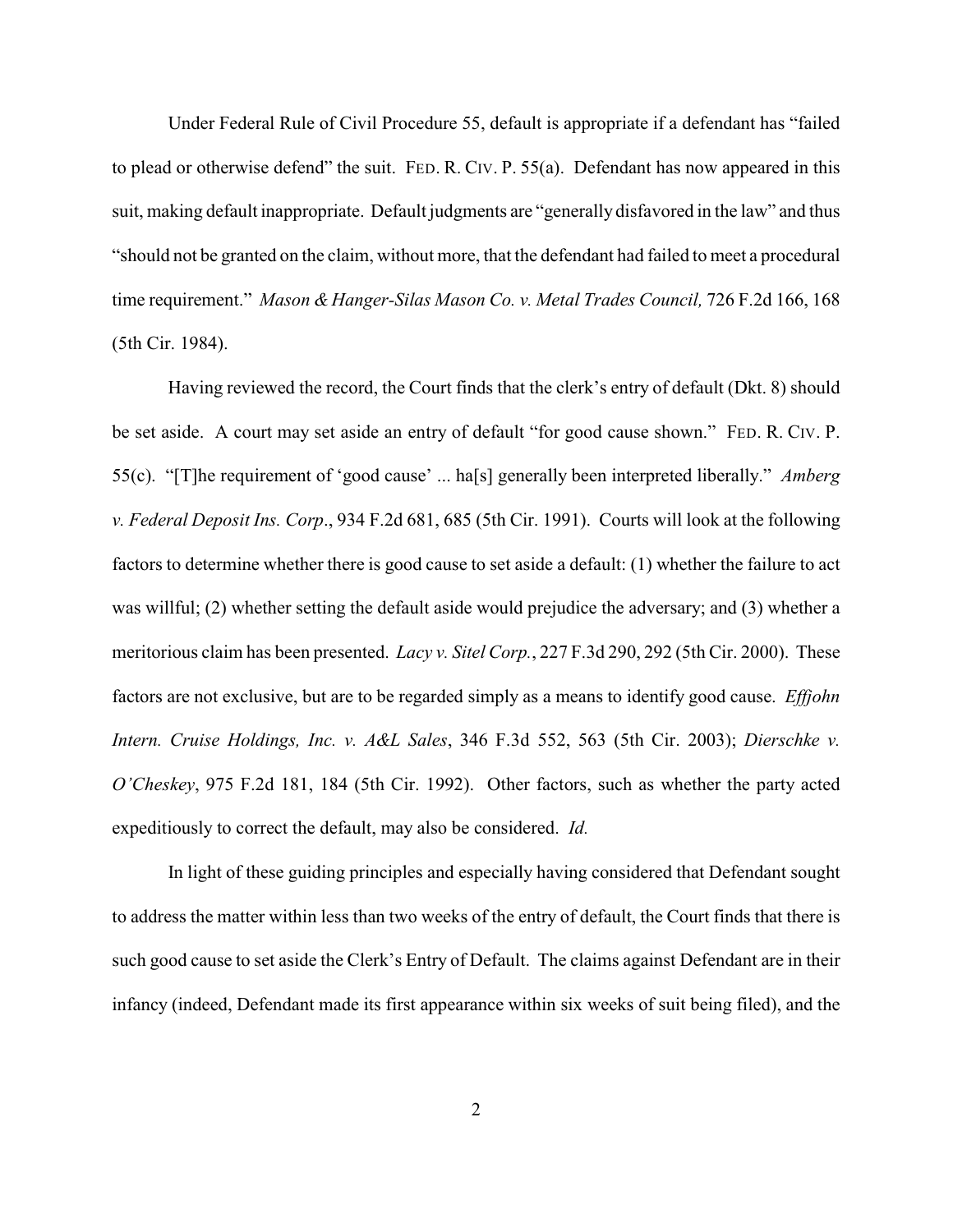Under Federal Rule of Civil Procedure 55, default is appropriate if a defendant has "failed to plead or otherwise defend" the suit. FED. R. CIV. P. 55(a). Defendant has now appeared in this suit, making default inappropriate. Default judgments are "generally disfavored in the law" and thus "should not be granted on the claim, without more, that the defendant had failed to meet a procedural time requirement." *Mason & Hanger-Silas Mason Co. v. Metal Trades Council,* 726 F.2d 166, 168 (5th Cir. 1984).

Having reviewed the record, the Court finds that the clerk's entry of default (Dkt. 8) should be set aside. A court may set aside an entry of default "for good cause shown." FED. R. CIV. P. 55(c). "[T]he requirement of 'good cause' ... ha[s] generally been interpreted liberally." *Amberg v. Federal Deposit Ins. Corp*., 934 F.2d 681, 685 (5th Cir. 1991). Courts will look at the following factors to determine whether there is good cause to set aside a default: (1) whether the failure to act was willful; (2) whether setting the default aside would prejudice the adversary; and (3) whether a meritorious claim has been presented. *Lacy v. Sitel Corp.*, 227 F.3d 290, 292 (5th Cir. 2000). These factors are not exclusive, but are to be regarded simply as a means to identify good cause. *Effjohn Intern. Cruise Holdings, Inc. v. A&L Sales*, 346 F.3d 552, 563 (5th Cir. 2003); *Dierschke v. O'Cheskey*, 975 F.2d 181, 184 (5th Cir. 1992). Other factors, such as whether the party acted expeditiously to correct the default, may also be considered. *Id.*

In light of these guiding principles and especially having considered that Defendant sought to address the matter within less than two weeks of the entry of default, the Court finds that there is such good cause to set aside the Clerk's Entry of Default. The claims against Defendant are in their infancy (indeed, Defendant made its first appearance within six weeks of suit being filed), and the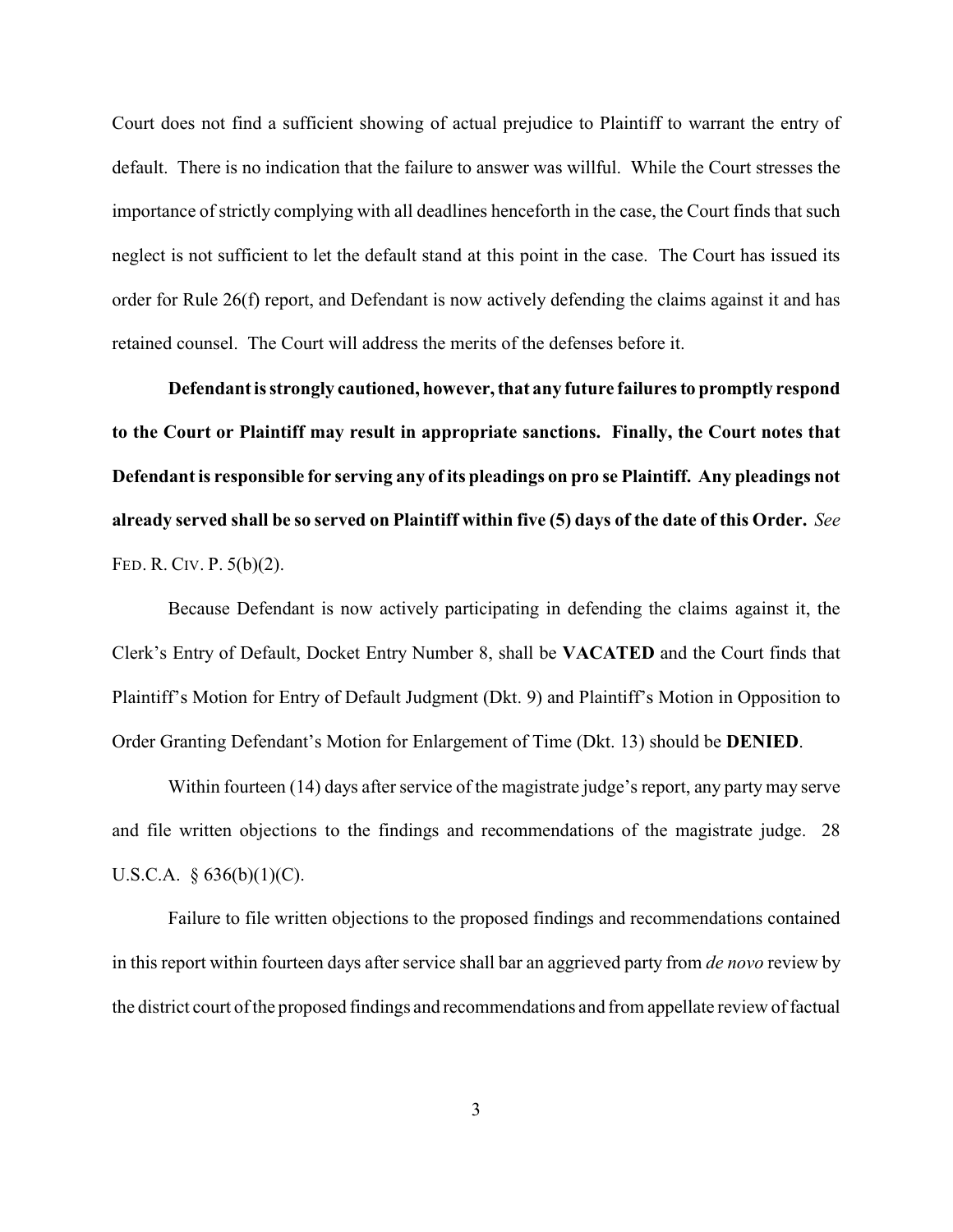Court does not find a sufficient showing of actual prejudice to Plaintiff to warrant the entry of default. There is no indication that the failure to answer was willful. While the Court stresses the importance of strictly complying with all deadlines henceforth in the case, the Court finds that such neglect is not sufficient to let the default stand at this point in the case. The Court has issued its order for Rule 26(f) report, and Defendant is now actively defending the claims against it and has retained counsel. The Court will address the merits of the defenses before it.

**Defendant is strongly cautioned, however, that any future failures to promptly respond to the Court or Plaintiff may result in appropriate sanctions. Finally, the Court notes that Defendant is responsible for serving any of its pleadings on pro se Plaintiff. Any pleadings not already served shall be so served on Plaintiff within five (5) days of the date of this Order.** *See* FED. R. CIV. P. 5(b)(2).

Because Defendant is now actively participating in defending the claims against it, the Clerk's Entry of Default, Docket Entry Number 8, shall be **VACATED** and the Court finds that Plaintiff's Motion for Entry of Default Judgment (Dkt. 9) and Plaintiff's Motion in Opposition to Order Granting Defendant's Motion for Enlargement of Time (Dkt. 13) should be **DENIED**.

Within fourteen (14) days after service of the magistrate judge's report, any party may serve and file written objections to the findings and recommendations of the magistrate judge. 28 U.S.C.A. § 636(b)(1)(C).

Failure to file written objections to the proposed findings and recommendations contained in this report within fourteen days after service shall bar an aggrieved party from *de novo* review by the district court of the proposed findings and recommendations and from appellate review of factual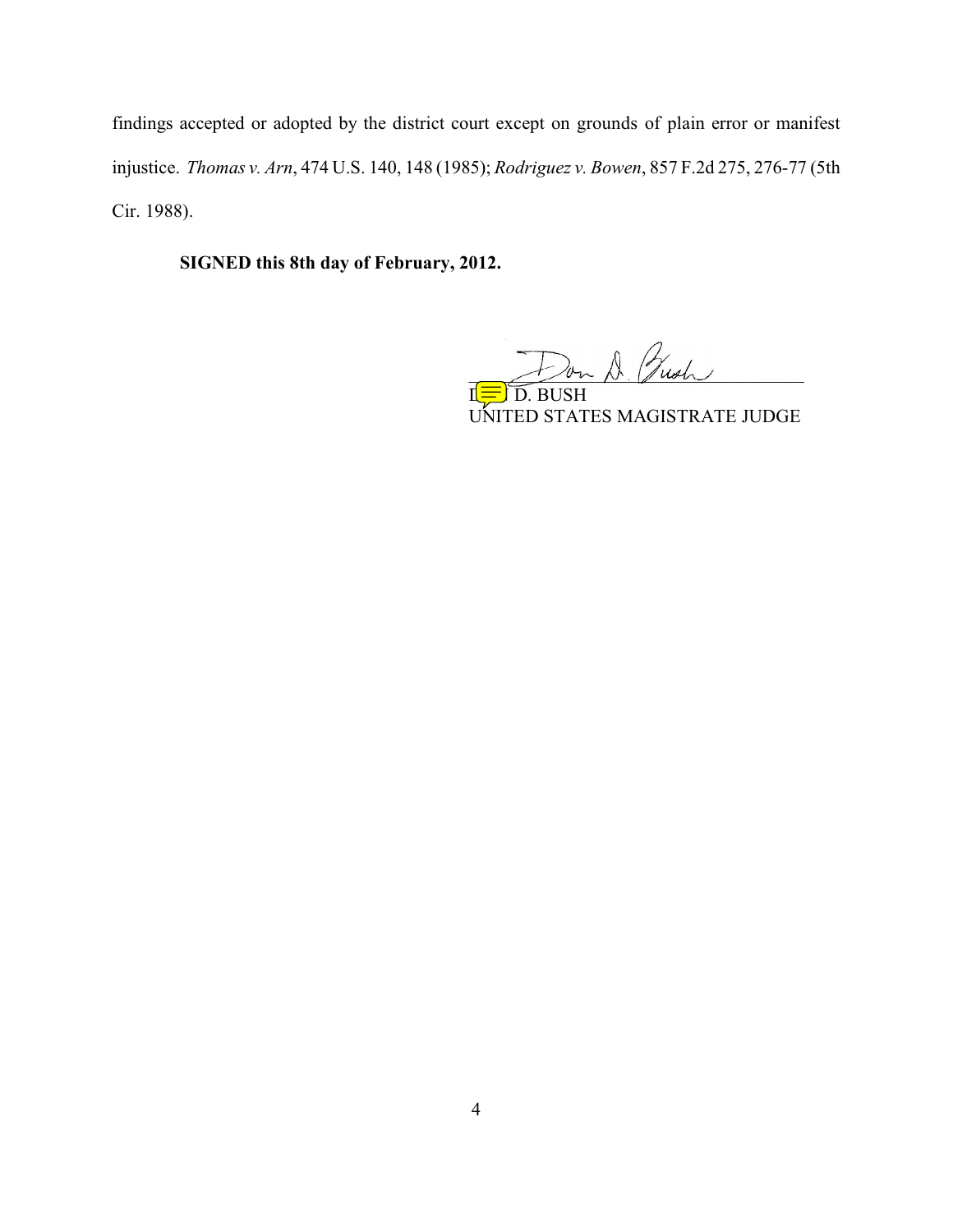findings accepted or adopted by the district court except on grounds of plain error or manifest injustice. *Thomas v. Arn*, 474 U.S. 140, 148 (1985); *Rodriguez v. Bowen*, 857 F.2d 275, 276-77 (5th Cir. 1988).

**SIGNED this 8th day of February, 2012.**

DON D. BUSH
UNITED STATES MAGISTRATE JUDGE